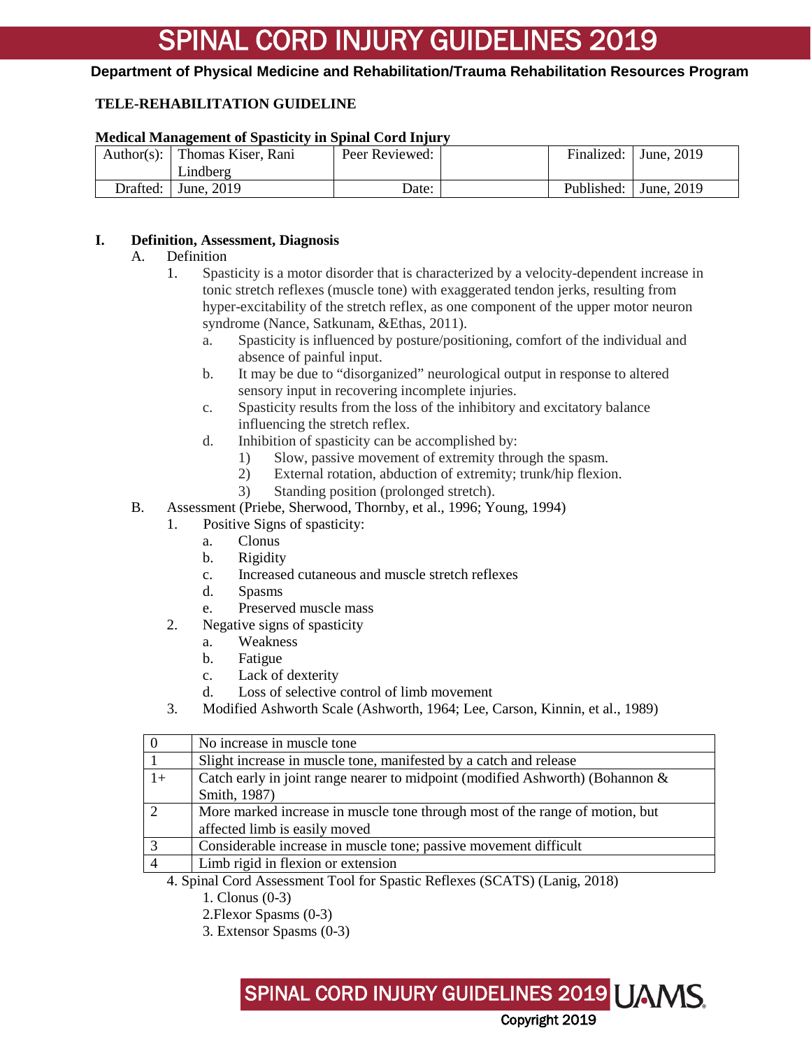# SPINAL CORD INJURY GUIDELINES 2019

**Department of Physical Medicine and Rehabilitation/Trauma Rehabilitation Resources Program**

**TELE-REHABILITATION GUIDELINE**

**Medical Management of Spasticity in Spinal Cord Injury**

| Author(s): | Thomas Kiser, Rani Lindberg | Peer Reviewed: | | Finalized: | June, 2019 |
|---|---|---|---|---|---|
| Drafted: | June, 2019 | Date: | | Published: | June, 2019 |

**I. Definition, Assessment, Diagnosis**

A. Definition

1. Spasticity is a motor disorder that is characterized by a velocity-dependent increase in tonic stretch reflexes (muscle tone) with exaggerated tendon jerks, resulting from hyper-excitability of the stretch reflex, as one component of the upper motor neuron syndrome (Nance, Satkunam, &Ethas, 2011).
   a. Spasticity is influenced by posture/positioning, comfort of the individual and absence of painful input.
   b. It may be due to "disorganized" neurological output in response to altered sensory input in recovering incomplete injuries.
   c. Spasticity results from the loss of the inhibitory and excitatory balance influencing the stretch reflex.
   d. Inhibition of spasticity can be accomplished by:
      1) Slow, passive movement of extremity through the spasm.
      2) External rotation, abduction of extremity; trunk/hip flexion.
      3) Standing position (prolonged stretch).

B. Assessment (Priebe, Sherwood, Thornby, et al., 1996; Young, 1994)

1. Positive Signs of spasticity:
   a. Clonus
   b. Rigidity
   c. Increased cutaneous and muscle stretch reflexes
   d. Spasms
   e. Preserved muscle mass
2. Negative signs of spasticity
   a. Weakness
   b. Fatigue
   c. Lack of dexterity
   d. Loss of selective control of limb movement
3. Modified Ashworth Scale (Ashworth, 1964; Lee, Carson, Kinnin, et al., 1989)

| | |
|---|---|
| 0 | No increase in muscle tone |
| 1 | Slight increase in muscle tone, manifested by a catch and release |
| 1+ | Catch early in joint range nearer to midpoint (modified Ashworth) (Bohannon & Smith, 1987) |
| 2 | More marked increase in muscle tone through most of the range of motion, but affected limb is easily moved |
| 3 | Considerable increase in muscle tone; passive movement difficult |
| 4 | Limb rigid in flexion or extension |

4. Spinal Cord Assessment Tool for Spastic Reflexes (SCATS) (Lanig, 2018)
   1. Clonus (0-3)
   2. Flexor Spasms (0-3)
   3. Extensor Spasms (0-3)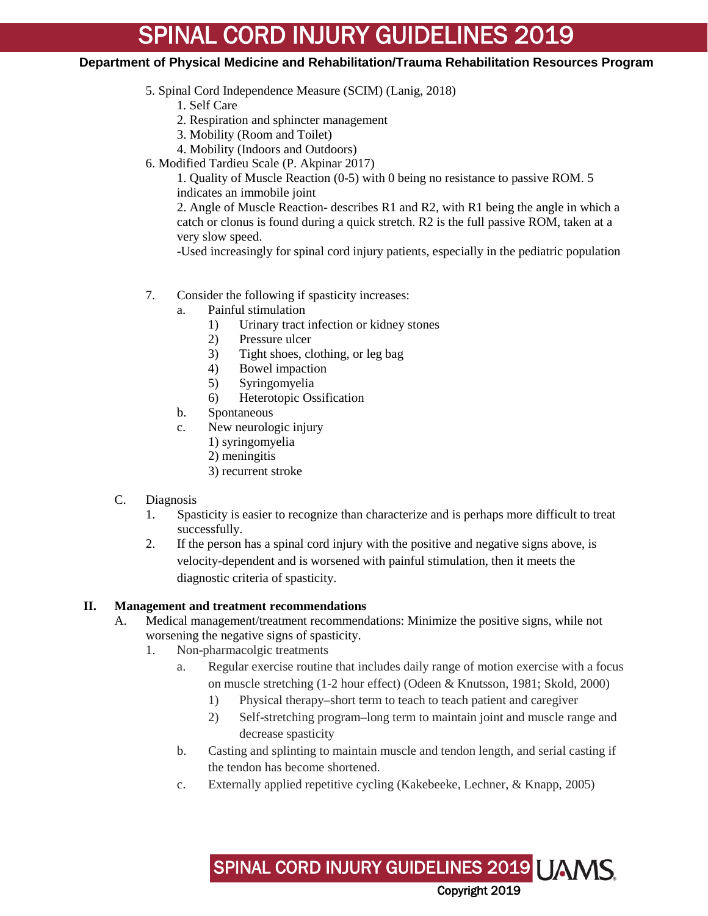5. Spinal Cord Independence Measure (SCIM) (Lanig, 2018)
    1. Self Care
    2. Respiration and sphincter management
    3. Mobility (Room and Toilet)
    4. Mobility (Indoors and Outdoors)

6. Modified Tardieu Scale (P. Akpinar 2017)
    1. Quality of Muscle Reaction (0-5) with 0 being no resistance to passive ROM. 5 indicates an immobile joint
    2. Angle of Muscle Reaction- describes R1 and R2, with R1 being the angle in which a catch or clonus is found during a quick stretch. R2 is the full passive ROM, taken at a very slow speed.
    -Used increasingly for spinal cord injury patients, especially in the pediatric population

7. Consider the following if spasticity increases:
    a. Painful stimulation
        1) Urinary tract infection or kidney stones
        2) Pressure ulcer
        3) Tight shoes, clothing, or leg bag
        4) Bowel impaction
        5) Syringomyelia
        6) Heterotopic Ossification
    b. Spontaneous
    c. New neurologic injury
        1) syringomyelia
        2) meningitis
        3) recurrent stroke

C. Diagnosis
    1. Spasticity is easier to recognize than characterize and is perhaps more difficult to treat successfully.
    2. If the person has a spinal cord injury with the positive and negative signs above, is velocity-dependent and is worsened with painful stimulation, then it meets the diagnostic criteria of spasticity.

**II. Management and treatment recommendations**

A. Medical management/treatment recommendations: Minimize the positive signs, while not worsening the negative signs of spasticity.
    1. Non-pharmacolgic treatments
        a. Regular exercise routine that includes daily range of motion exercise with a focus on muscle stretching (1-2 hour effect) (Odeen & Knutsson, 1981; Skold, 2000)
            1) Physical therapy–short term to teach to teach patient and caregiver
            2) Self-stretching program–long term to maintain joint and muscle range and decrease spasticity
        b. Casting and splinting to maintain muscle and tendon length, and serial casting if the tendon has become shortened.
        c. Externally applied repetitive cycling (Kakebeeke, Lechner, & Knapp, 2005)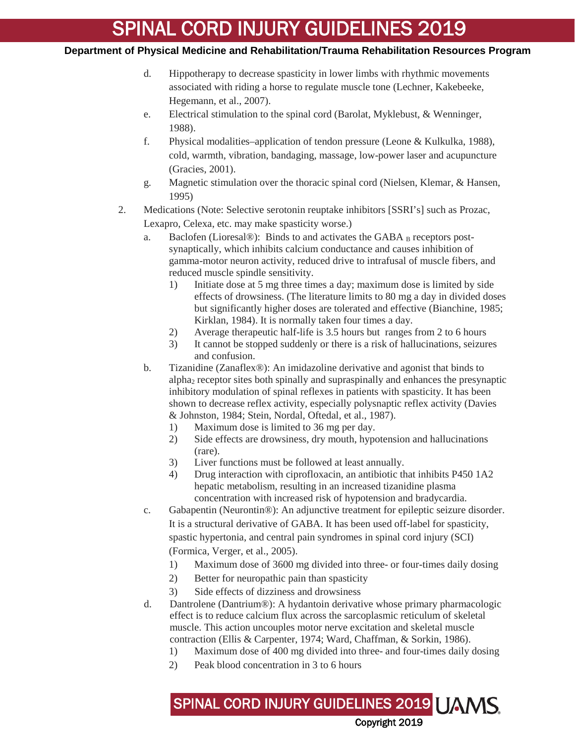d. Hippotherapy to decrease spasticity in lower limbs with rhythmic movements associated with riding a horse to regulate muscle tone (Lechner, Kakebeeke, Hegemann, et al., 2007).

e. Electrical stimulation to the spinal cord (Barolat, Myklebust, & Wenninger, 1988).

f. Physical modalities–application of tendon pressure (Leone & Kulkulka, 1988), cold, warmth, vibration, bandaging, massage, low-power laser and acupuncture (Gracies, 2001).

g. Magnetic stimulation over the thoracic spinal cord (Nielsen, Klemar, & Hansen, 1995)

2. Medications (Note: Selective serotonin reuptake inhibitors [SSRI's] such as Prozac, Lexapro, Celexa, etc. may make spasticity worse.)

   a. Baclofen (Lioresal®): Binds to and activates the GABA $_B$ receptors post-synaptically, which inhibits calcium conductance and causes inhibition of gamma-motor neuron activity, reduced drive to intrafusal of muscle fibers, and reduced muscle spindle sensitivity.
      1) Initiate dose at 5 mg three times a day; maximum dose is limited by side effects of drowsiness. (The literature limits to 80 mg a day in divided doses but significantly higher doses are tolerated and effective (Bianchine, 1985; Kirklan, 1984). It is normally taken four times a day.
      2) Average therapeutic half-life is 3.5 hours but ranges from 2 to 6 hours
      3) It cannot be stopped suddenly or there is a risk of hallucinations, seizures and confusion.

   b. Tizanidine (Zanaflex®): An imidazoline derivative and agonist that binds to alpha$_2$ receptor sites both spinally and supraspinally and enhances the presynaptic inhibitory modulation of spinal reflexes in patients with spasticity. It has been shown to decrease reflex activity, especially polysnaptic reflex activity (Davies & Johnston, 1984; Stein, Nordal, Oftedal, et al., 1987).
      1) Maximum dose is limited to 36 mg per day.
      2) Side effects are drowsiness, dry mouth, hypotension and hallucinations (rare).
      3) Liver functions must be followed at least annually.
      4) Drug interaction with ciprofloxacin, an antibiotic that inhibits P450 1A2 hepatic metabolism, resulting in an increased tizanidine plasma concentration with increased risk of hypotension and bradycardia.

   c. Gabapentin (Neurontin®): An adjunctive treatment for epileptic seizure disorder. It is a structural derivative of GABA. It has been used off-label for spasticity, spastic hypertonia, and central pain syndromes in spinal cord injury (SCI) (Formica, Verger, et al., 2005).
      1) Maximum dose of 3600 mg divided into three- or four-times daily dosing
      2) Better for neuropathic pain than spasticity
      3) Side effects of dizziness and drowsiness

   d. Dantrolene (Dantrium®): A hydantoin derivative whose primary pharmacologic effect is to reduce calcium flux across the sarcoplasmic reticulum of skeletal muscle. This action uncouples motor nerve excitation and skeletal muscle contraction (Ellis & Carpenter, 1974; Ward, Chaffman, & Sorkin, 1986).
      1) Maximum dose of 400 mg divided into three- and four-times daily dosing
      2) Peak blood concentration in 3 to 6 hours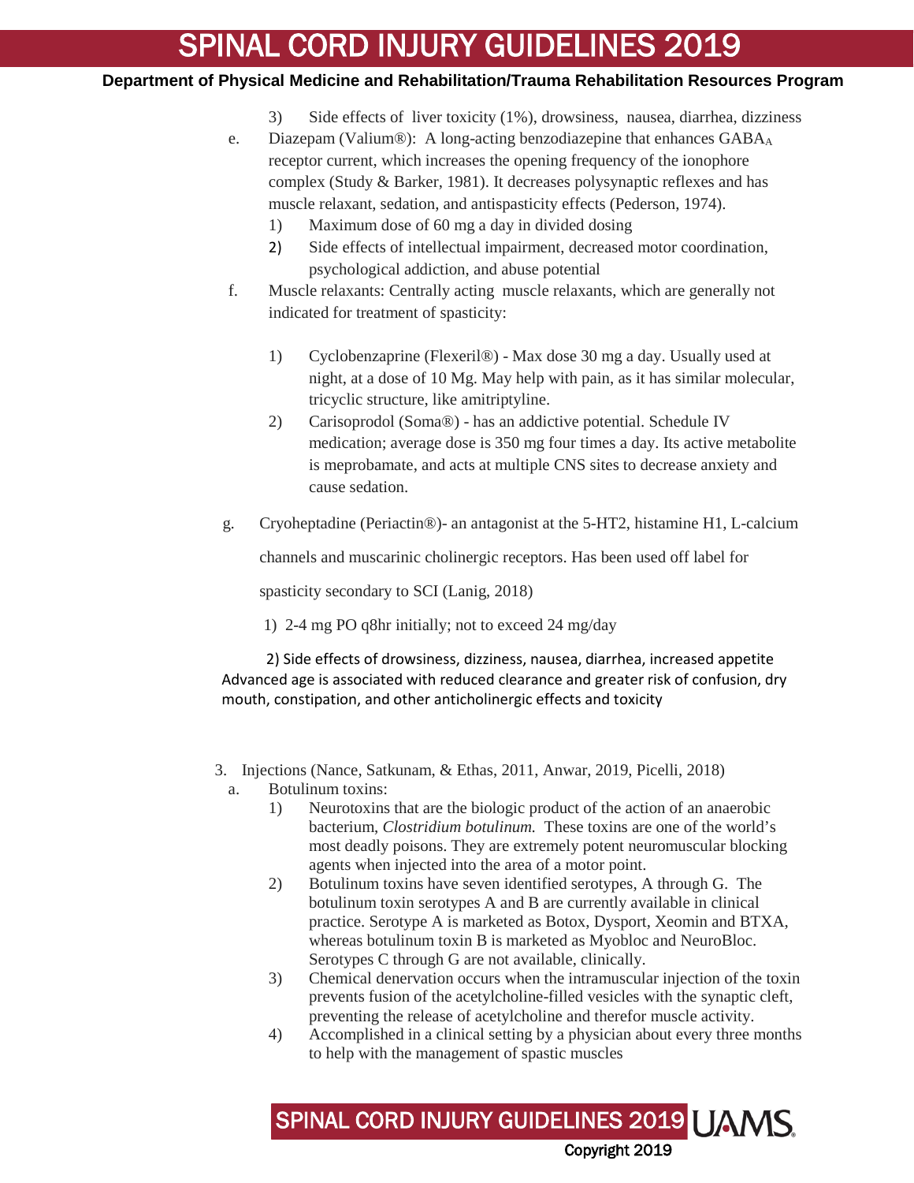3) Side effects of liver toxicity (1%), drowsiness, nausea, diarrhea, dizziness

e. Diazepam (Valium®): A long-acting benzodiazepine that enhances $GABA_A$ receptor current, which increases the opening frequency of the ionophore complex (Study & Barker, 1981). It decreases polysynaptic reflexes and has muscle relaxant, sedation, and antispasticity effects (Pederson, 1974).

1) Maximum dose of 60 mg a day in divided dosing
2) Side effects of intellectual impairment, decreased motor coordination, psychological addiction, and abuse potential

f. Muscle relaxants: Centrally acting muscle relaxants, which are generally not indicated for treatment of spasticity:

1) Cyclobenzaprine (Flexeril®) - Max dose 30 mg a day. Usually used at night, at a dose of 10 Mg. May help with pain, as it has similar molecular, tricyclic structure, like amitriptyline.
2) Carisoprodol (Soma®) - has an addictive potential. Schedule IV medication; average dose is 350 mg four times a day. Its active metabolite is meprobamate, and acts at multiple CNS sites to decrease anxiety and cause sedation.

g. Cryoheptadine (Periactin®)- an antagonist at the 5-HT2, histamine H1, L-calcium channels and muscarinic cholinergic receptors. Has been used off label for spasticity secondary to SCI (Lanig, 2018)

1) 2-4 mg PO q8hr initially; not to exceed 24 mg/day

2) Side effects of drowsiness, dizziness, nausea, diarrhea, increased appetite
Advanced age is associated with reduced clearance and greater risk of confusion, dry mouth, constipation, and other anticholinergic effects and toxicity

3. Injections (Nance, Satkunam, & Ethas, 2011, Anwar, 2019, Picelli, 2018)

a. Botulinum toxins:

1) Neurotoxins that are the biologic product of the action of an anaerobic bacterium, *Clostridium botulinum.* These toxins are one of the world's most deadly poisons. They are extremely potent neuromuscular blocking agents when injected into the area of a motor point.
2) Botulinum toxins have seven identified serotypes, A through G. The botulinum toxin serotypes A and B are currently available in clinical practice. Serotype A is marketed as Botox, Dysport, Xeomin and BTXA, whereas botulinum toxin B is marketed as Myobloc and NeuroBloc. Serotypes C through G are not available, clinically.
3) Chemical denervation occurs when the intramuscular injection of the toxin prevents fusion of the acetylcholine-filled vesicles with the synaptic cleft, preventing the release of acetylcholine and therefor muscle activity.
4) Accomplished in a clinical setting by a physician about every three months to help with the management of spastic muscles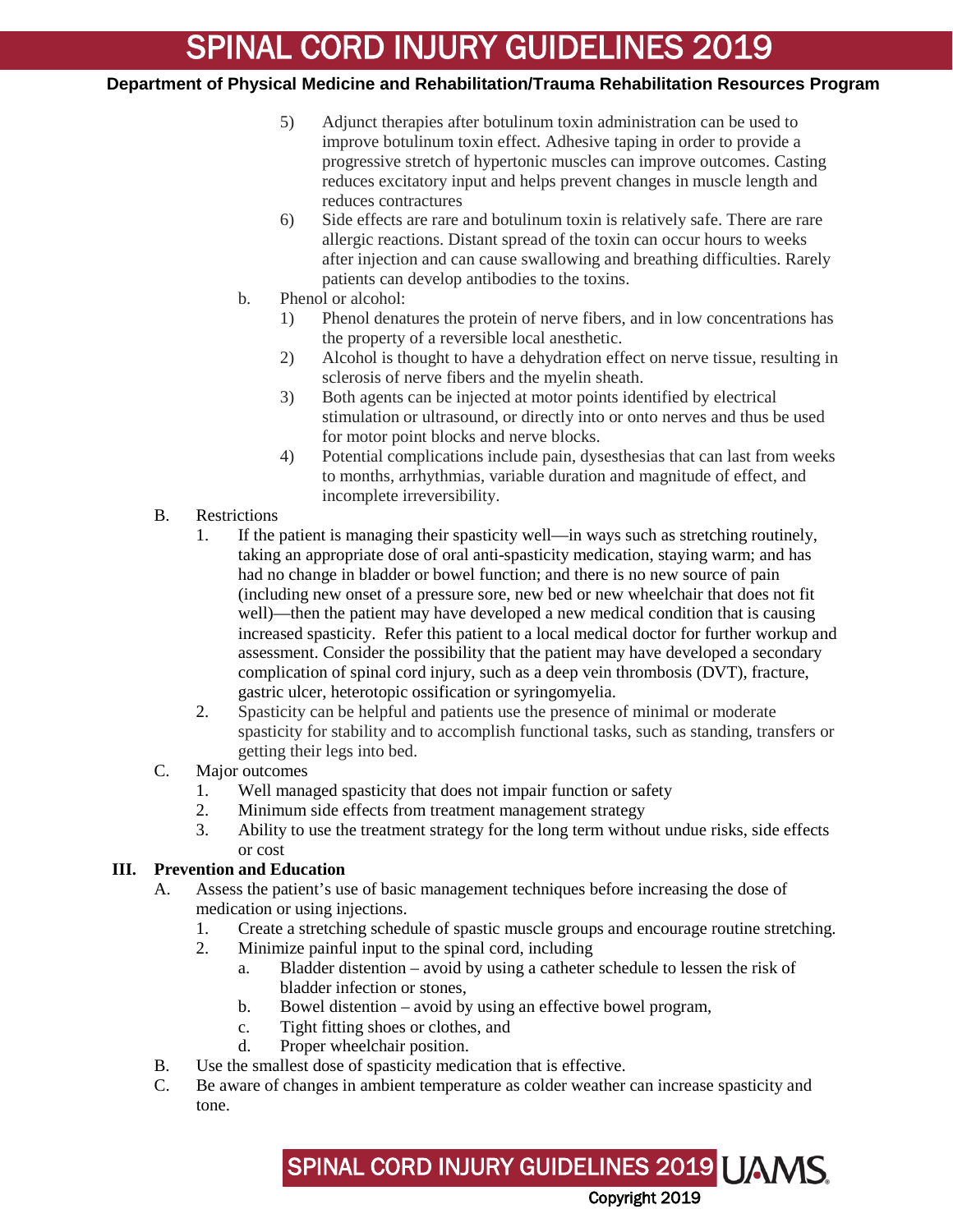5) Adjunct therapies after botulinum toxin administration can be used to improve botulinum toxin effect. Adhesive taping in order to provide a progressive stretch of hypertonic muscles can improve outcomes. Casting reduces excitatory input and helps prevent changes in muscle length and reduces contractures

6) Side effects are rare and botulinum toxin is relatively safe. There are rare allergic reactions. Distant spread of the toxin can occur hours to weeks after injection and can cause swallowing and breathing difficulties. Rarely patients can develop antibodies to the toxins.

b. Phenol or alcohol:

1) Phenol denatures the protein of nerve fibers, and in low concentrations has the property of a reversible local anesthetic.

2) Alcohol is thought to have a dehydration effect on nerve tissue, resulting in sclerosis of nerve fibers and the myelin sheath.

3) Both agents can be injected at motor points identified by electrical stimulation or ultrasound, or directly into or onto nerves and thus be used for motor point blocks and nerve blocks.

4) Potential complications include pain, dysesthesias that can last from weeks to months, arrhythmias, variable duration and magnitude of effect, and incomplete irreversibility.

B. Restrictions

1. If the patient is managing their spasticity well—in ways such as stretching routinely, taking an appropriate dose of oral anti-spasticity medication, staying warm; and has had no change in bladder or bowel function; and there is no new source of pain (including new onset of a pressure sore, new bed or new wheelchair that does not fit well)—then the patient may have developed a new medical condition that is causing increased spasticity. Refer this patient to a local medical doctor for further workup and assessment. Consider the possibility that the patient may have developed a secondary complication of spinal cord injury, such as a deep vein thrombosis (DVT), fracture, gastric ulcer, heterotopic ossification or syringomyelia.

2. Spasticity can be helpful and patients use the presence of minimal or moderate spasticity for stability and to accomplish functional tasks, such as standing, transfers or getting their legs into bed.

C. Major outcomes

1. Well managed spasticity that does not impair function or safety
2. Minimum side effects from treatment management strategy
3. Ability to use the treatment strategy for the long term without undue risks, side effects or cost

## III. Prevention and Education

A. Assess the patient's use of basic management techniques before increasing the dose of medication or using injections.

1. Create a stretching schedule of spastic muscle groups and encourage routine stretching.
2. Minimize painful input to the spinal cord, including
   a. Bladder distention – avoid by using a catheter schedule to lessen the risk of bladder infection or stones,
   b. Bowel distention – avoid by using an effective bowel program,
   c. Tight fitting shoes or clothes, and
   d. Proper wheelchair position.

B. Use the smallest dose of spasticity medication that is effective.

C. Be aware of changes in ambient temperature as colder weather can increase spasticity and tone.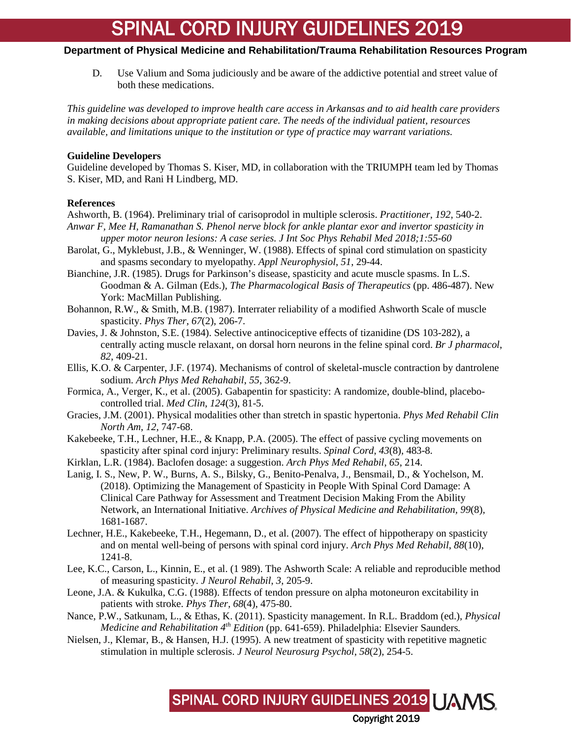D. Use Valium and Soma judiciously and be aware of the addictive potential and street value of both these medications.

*This guideline was developed to improve health care access in Arkansas and to aid health care providers in making decisions about appropriate patient care. The needs of the individual patient, resources available, and limitations unique to the institution or type of practice may warrant variations.*

**Guideline Developers**

Guideline developed by Thomas S. Kiser, MD, in collaboration with the TRIUMPH team led by Thomas S. Kiser, MD, and Rani H Lindberg, MD.

**References**

Ashworth, B. (1964). Preliminary trial of carisoprodol in multiple sclerosis. *Practitioner*, *192*, 540-2.

*Anwar F, Mee H, Ramanathan S. Phenol nerve block for ankle plantar exor and invertor spasticity in upper motor neuron lesions: A case series. J Int Soc Phys Rehabil Med 2018;1:55-60*

Barolat, G., Myklebust, J.B., & Wenninger, W. (1988). Effects of spinal cord stimulation on spasticity and spasms secondary to myelopathy. *Appl Neurophysiol*, *51*, 29-44.

Bianchine, J.R. (1985). Drugs for Parkinson's disease, spasticity and acute muscle spasms. In L.S. Goodman & A. Gilman (Eds.), *The Pharmacological Basis of Therapeutics* (pp. 486-487). New York: MacMillan Publishing.

Bohannon, R.W., & Smith, M.B. (1987). Interrater reliability of a modified Ashworth Scale of muscle spasticity. *Phys Ther*, *67*(2), 206-7.

Davies, J. & Johnston, S.E. (1984). Selective antinociceptive effects of tizanidine (DS 103-282), a centrally acting muscle relaxant, on dorsal horn neurons in the feline spinal cord. *Br J pharmacol*, *82*, 409-21.

Ellis, K.O. & Carpenter, J.F. (1974). Mechanisms of control of skeletal-muscle contraction by dantrolene sodium. *Arch Phys Med Rehahabil*, *55*, 362-9.

Formica, A., Verger, K., et al. (2005). Gabapentin for spasticity: A randomize, double-blind, placebo-controlled trial. *Med Clin*, *124*(3), 81-5.

Gracies, J.M. (2001). Physical modalities other than stretch in spastic hypertonia. *Phys Med Rehabil Clin North Am*, *12*, 747-68.

Kakebeeke, T.H., Lechner, H.E., & Knapp, P.A. (2005). The effect of passive cycling movements on spasticity after spinal cord injury: Preliminary results. *Spinal Cord*, *43*(8), 483-8.

Kirklan, L.R. (1984). Baclofen dosage: a suggestion. *Arch Phys Med Rehabil*, *65*, 214.

Lanig, I. S., New, P. W., Burns, A. S., Bilsky, G., Benito-Penalva, J., Bensmail, D., & Yochelson, M. (2018). Optimizing the Management of Spasticity in People With Spinal Cord Damage: A Clinical Care Pathway for Assessment and Treatment Decision Making From the Ability Network, an International Initiative. *Archives of Physical Medicine and Rehabilitation, 99*(8), 1681-1687.

Lechner, H.E., Kakebeeke, T.H., Hegemann, D., et al. (2007). The effect of hippotherapy on spasticity and on mental well-being of persons with spinal cord injury. *Arch Phys Med Rehabil*, *88*(10), 1241-8.

Lee, K.C., Carson, L., Kinnin, E., et al. (1 989). The Ashworth Scale: A reliable and reproducible method of measuring spasticity. *J Neurol Rehabil*, *3*, 205-9.

Leone, J.A. & Kukulka, C.G. (1988). Effects of tendon pressure on alpha motoneuron excitability in patients with stroke. *Phys Ther*, *68*(4), 475-80.

Nance, P.W., Satkunam, L., & Ethas, K. (2011). Spasticity management. In R.L. Braddom (ed.), *Physical Medicine and Rehabilitation 4th Edition* (pp. 641-659). Philadelphia: Elsevier Saunders.

Nielsen, J., Klemar, B., & Hansen, H.J. (1995). A new treatment of spasticity with repetitive magnetic stimulation in multiple sclerosis. *J Neurol Neurosurg Psychol*, *58*(2), 254-5.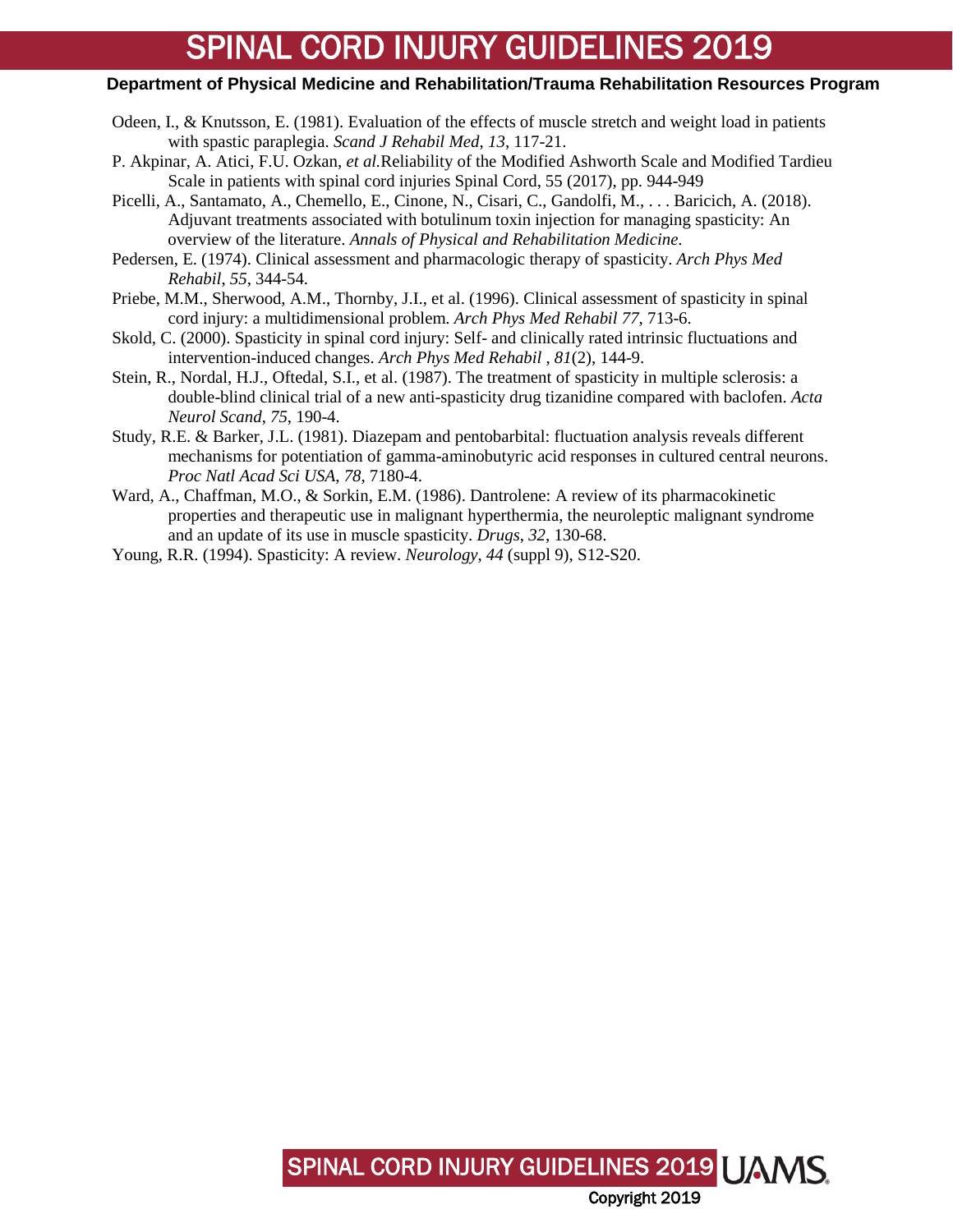Odeen, I., & Knutsson, E. (1981). Evaluation of the effects of muscle stretch and weight load in patients with spastic paraplegia. *Scand J Rehabil Med*, *13*, 117-21.

P. Akpinar, A. Atici, F.U. Ozkan, *et al.*Reliability of the Modified Ashworth Scale and Modified Tardieu Scale in patients with spinal cord injuries Spinal Cord, 55 (2017), pp. 944-949

Picelli, A., Santamato, A., Chemello, E., Cinone, N., Cisari, C., Gandolfi, M., . . . Baricich, A. (2018). Adjuvant treatments associated with botulinum toxin injection for managing spasticity: An overview of the literature. *Annals of Physical and Rehabilitation Medicine*.

Pedersen, E. (1974). Clinical assessment and pharmacologic therapy of spasticity. *Arch Phys Med Rehabil*, *55*, 344-54.

Priebe, M.M., Sherwood, A.M., Thornby, J.I., et al. (1996). Clinical assessment of spasticity in spinal cord injury: a multidimensional problem. *Arch Phys Med Rehabil 77*, 713-6.

Skold, C. (2000). Spasticity in spinal cord injury: Self- and clinically rated intrinsic fluctuations and intervention-induced changes. *Arch Phys Med Rehabil* , *81*(2), 144-9.

Stein, R., Nordal, H.J., Oftedal, S.I., et al. (1987). The treatment of spasticity in multiple sclerosis: a double-blind clinical trial of a new anti-spasticity drug tizanidine compared with baclofen. *Acta Neurol Scand*, *75*, 190-4.

Study, R.E. & Barker, J.L. (1981). Diazepam and pentobarbital: fluctuation analysis reveals different mechanisms for potentiation of gamma-aminobutyric acid responses in cultured central neurons. *Proc Natl Acad Sci USA*, *78*, 7180-4.

Ward, A., Chaffman, M.O., & Sorkin, E.M. (1986). Dantrolene: A review of its pharmacokinetic properties and therapeutic use in malignant hyperthermia, the neuroleptic malignant syndrome and an update of its use in muscle spasticity. *Drugs*, *32*, 130-68.

Young, R.R. (1994). Spasticity: A review. *Neurology*, *44* (suppl 9), S12-S20.